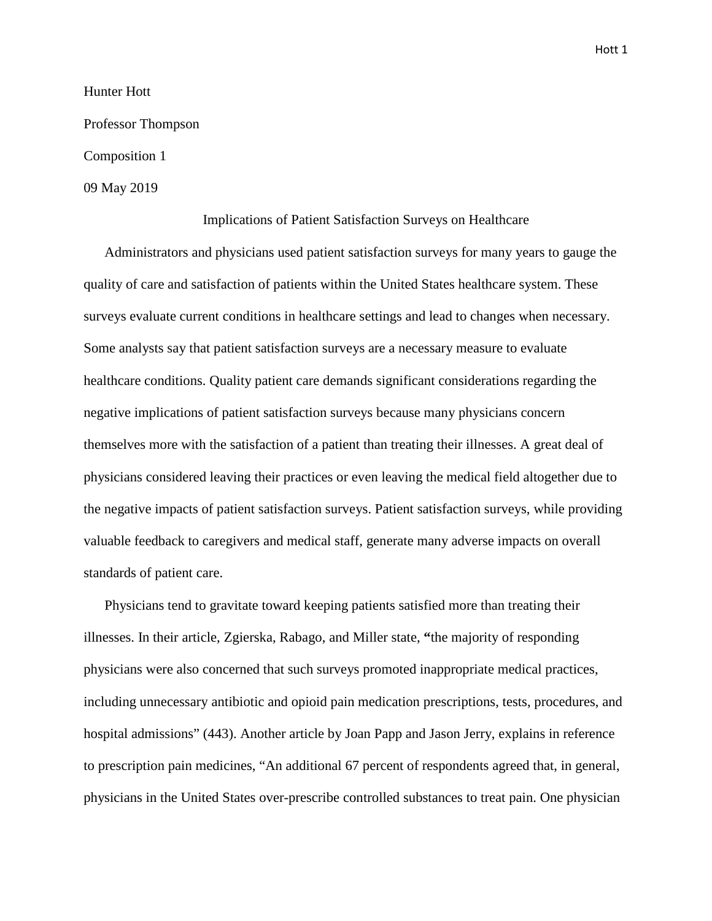Hunter Hott

Professor Thompson

Composition 1

09 May 2019

Implications of Patient Satisfaction Surveys on Healthcare

Administrators and physicians used patient satisfaction surveys for many years to gauge the quality of care and satisfaction of patients within the United States healthcare system. These surveys evaluate current conditions in healthcare settings and lead to changes when necessary. Some analysts say that patient satisfaction surveys are a necessary measure to evaluate healthcare conditions. Quality patient care demands significant considerations regarding the negative implications of patient satisfaction surveys because many physicians concern themselves more with the satisfaction of a patient than treating their illnesses. A great deal of physicians considered leaving their practices or even leaving the medical field altogether due to the negative impacts of patient satisfaction surveys. Patient satisfaction surveys, while providing valuable feedback to caregivers and medical staff, generate many adverse impacts on overall standards of patient care.

Physicians tend to gravitate toward keeping patients satisfied more than treating their illnesses. In their article, Zgierska, Rabago, and Miller state, "the majority of responding physicians were also concerned that such surveys promoted inappropriate medical practices, including unnecessary antibiotic and opioid pain medication prescriptions, tests, procedures, and hospital admissions" (443). Another article by Joan Papp and Jason Jerry, explains in reference to prescription pain medicines, "An additional 67 percent of respondents agreed that, in general, physicians in the United States over-prescribe controlled substances to treat pain. One physician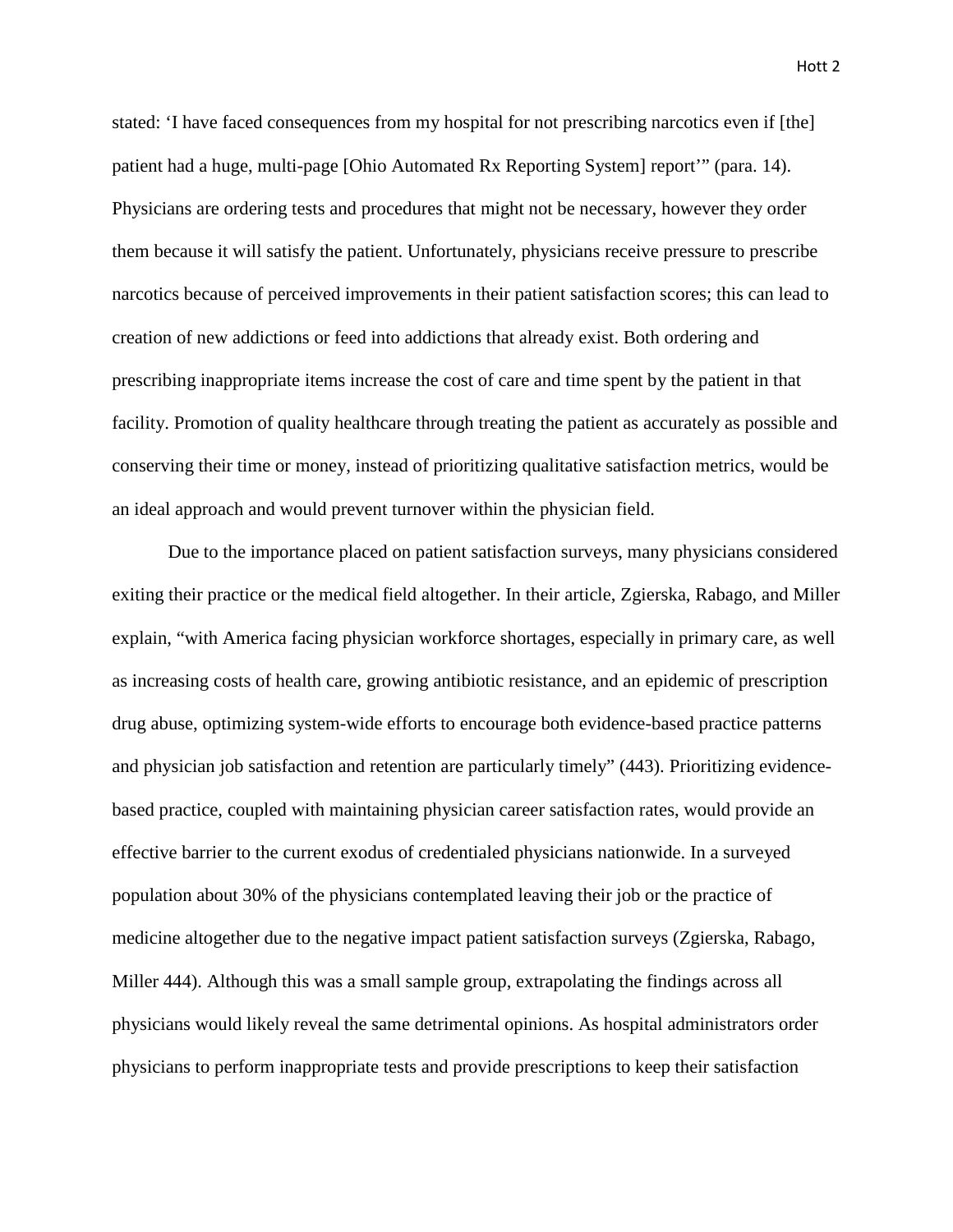stated: 'I have faced consequences from my hospital for not prescribing narcotics even if [the] patient had a huge, multi-page [Ohio Automated Rx Reporting System] report'" (para. 14). Physicians are ordering tests and procedures that might not be necessary, however they order them because it will satisfy the patient. Unfortunately, physicians receive pressure to prescribe narcotics because of perceived improvements in their patient satisfaction scores; this can lead to creation of new addictions or feed into addictions that already exist. Both ordering and prescribing inappropriate items increase the cost of care and time spent by the patient in that facility. Promotion of quality healthcare through treating the patient as accurately as possible and conserving their time or money, instead of prioritizing qualitative satisfaction metrics, would be an ideal approach and would prevent turnover within the physician field.

Due to the importance placed on patient satisfaction surveys, many physicians considered exiting their practice or the medical field altogether. In their article, Zgierska, Rabago, and Miller explain, "with America facing physician workforce shortages, especially in primary care, as well as increasing costs of health care, growing antibiotic resistance, and an epidemic of prescription drug abuse, optimizing system-wide efforts to encourage both evidence-based practice patterns and physician job satisfaction and retention are particularly timely" (443). Prioritizing evidence-based practice, coupled with maintaining physician career satisfaction rates, would provide an effective barrier to the current exodus of credentialed physicians nationwide. In a surveyed population about 30% of the physicians contemplated leaving their job or the practice of medicine altogether due to the negative impact patient satisfaction surveys (Zgierska, Rabago, Miller 444). Although this was a small sample group, extrapolating the findings across all physicians would likely reveal the same detrimental opinions. As hospital administrators order physicians to perform inappropriate tests and provide prescriptions to keep their satisfaction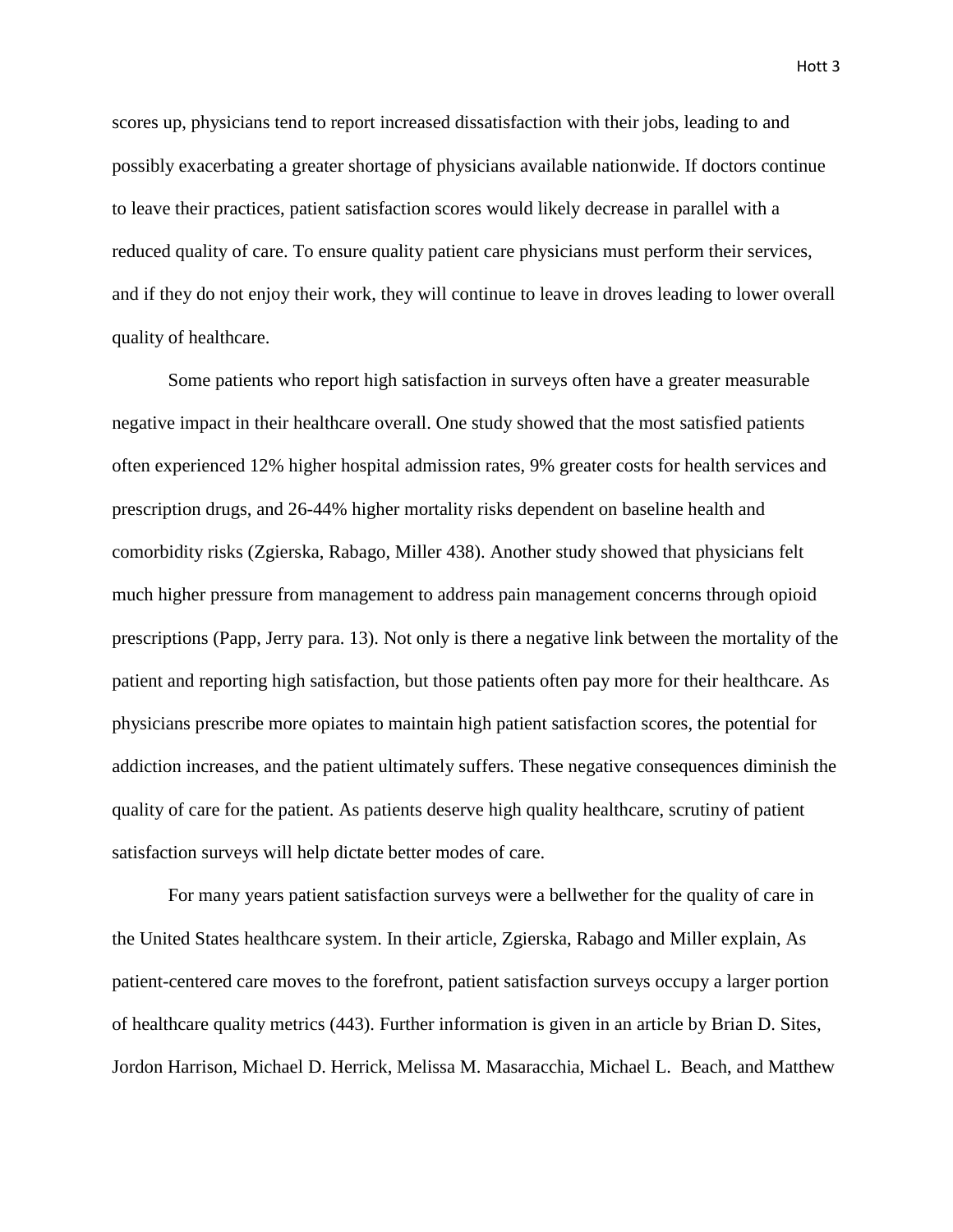scores up, physicians tend to report increased dissatisfaction with their jobs, leading to and possibly exacerbating a greater shortage of physicians available nationwide. If doctors continue to leave their practices, patient satisfaction scores would likely decrease in parallel with a reduced quality of care. To ensure quality patient care physicians must perform their services, and if they do not enjoy their work, they will continue to leave in droves leading to lower overall quality of healthcare.

Some patients who report high satisfaction in surveys often have a greater measurable negative impact in their healthcare overall. One study showed that the most satisfied patients often experienced 12% higher hospital admission rates, 9% greater costs for health services and prescription drugs, and 26-44% higher mortality risks dependent on baseline health and comorbidity risks (Zgierska, Rabago, Miller 438). Another study showed that physicians felt much higher pressure from management to address pain management concerns through opioid prescriptions (Papp, Jerry para. 13). Not only is there a negative link between the mortality of the patient and reporting high satisfaction, but those patients often pay more for their healthcare. As physicians prescribe more opiates to maintain high patient satisfaction scores, the potential for addiction increases, and the patient ultimately suffers. These negative consequences diminish the quality of care for the patient. As patients deserve high quality healthcare, scrutiny of patient satisfaction surveys will help dictate better modes of care.

For many years patient satisfaction surveys were a bellwether for the quality of care in the United States healthcare system. In their article, Zgierska, Rabago and Miller explain, As patient-centered care moves to the forefront, patient satisfaction surveys occupy a larger portion of healthcare quality metrics (443). Further information is given in an article by Brian D. Sites, Jordon Harrison, Michael D. Herrick, Melissa M. Masaracchia, Michael L. Beach, and Matthew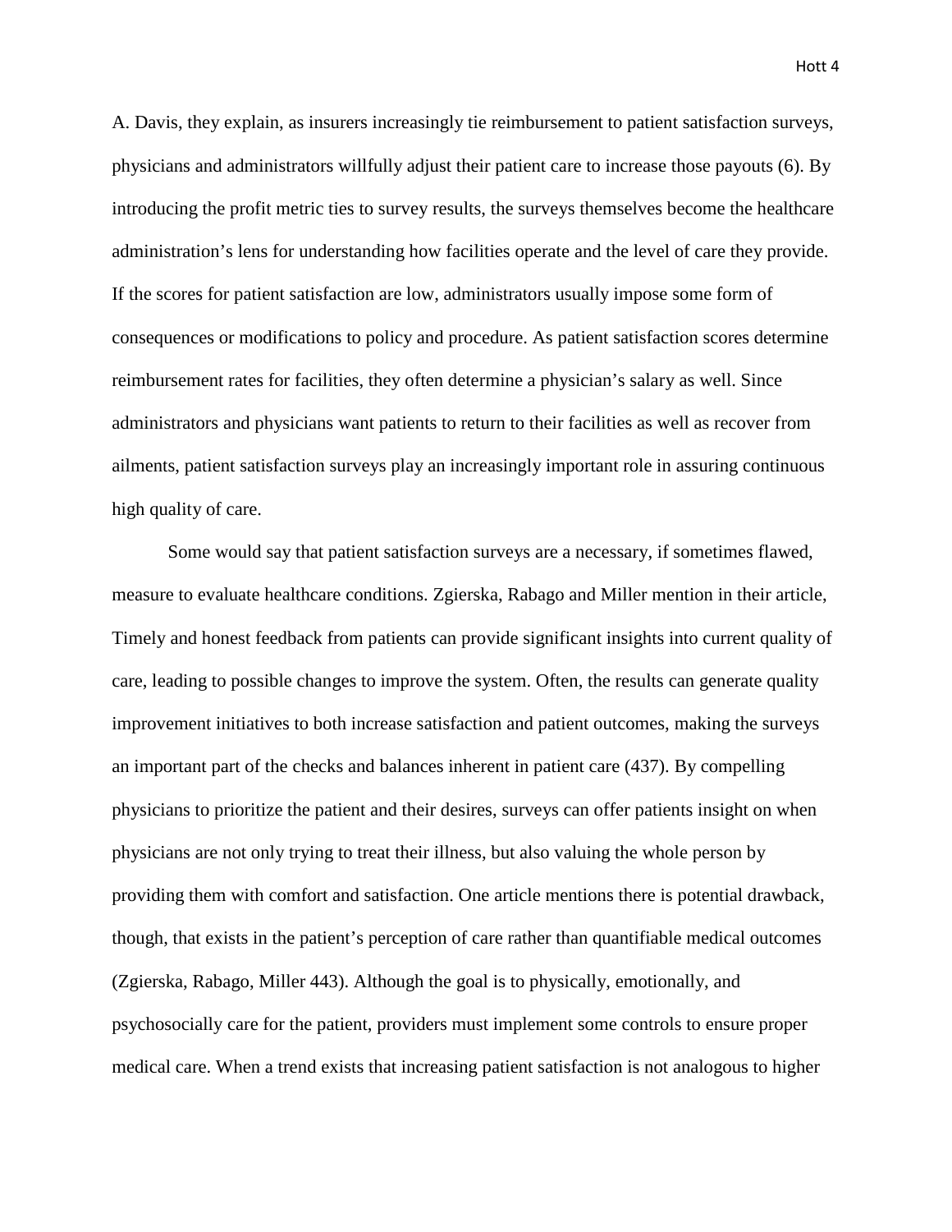A. Davis, they explain, as insurers increasingly tie reimbursement to patient satisfaction surveys, physicians and administrators willfully adjust their patient care to increase those payouts (6). By introducing the profit metric ties to survey results, the surveys themselves become the healthcare administration's lens for understanding how facilities operate and the level of care they provide. If the scores for patient satisfaction are low, administrators usually impose some form of consequences or modifications to policy and procedure. As patient satisfaction scores determine reimbursement rates for facilities, they often determine a physician's salary as well. Since administrators and physicians want patients to return to their facilities as well as recover from ailments, patient satisfaction surveys play an increasingly important role in assuring continuous high quality of care.

Some would say that patient satisfaction surveys are a necessary, if sometimes flawed, measure to evaluate healthcare conditions. Zgierska, Rabago and Miller mention in their article, Timely and honest feedback from patients can provide significant insights into current quality of care, leading to possible changes to improve the system. Often, the results can generate quality improvement initiatives to both increase satisfaction and patient outcomes, making the surveys an important part of the checks and balances inherent in patient care (437). By compelling physicians to prioritize the patient and their desires, surveys can offer patients insight on when physicians are not only trying to treat their illness, but also valuing the whole person by providing them with comfort and satisfaction. One article mentions there is potential drawback, though, that exists in the patient's perception of care rather than quantifiable medical outcomes (Zgierska, Rabago, Miller 443). Although the goal is to physically, emotionally, and psychosocially care for the patient, providers must implement some controls to ensure proper medical care. When a trend exists that increasing patient satisfaction is not analogous to higher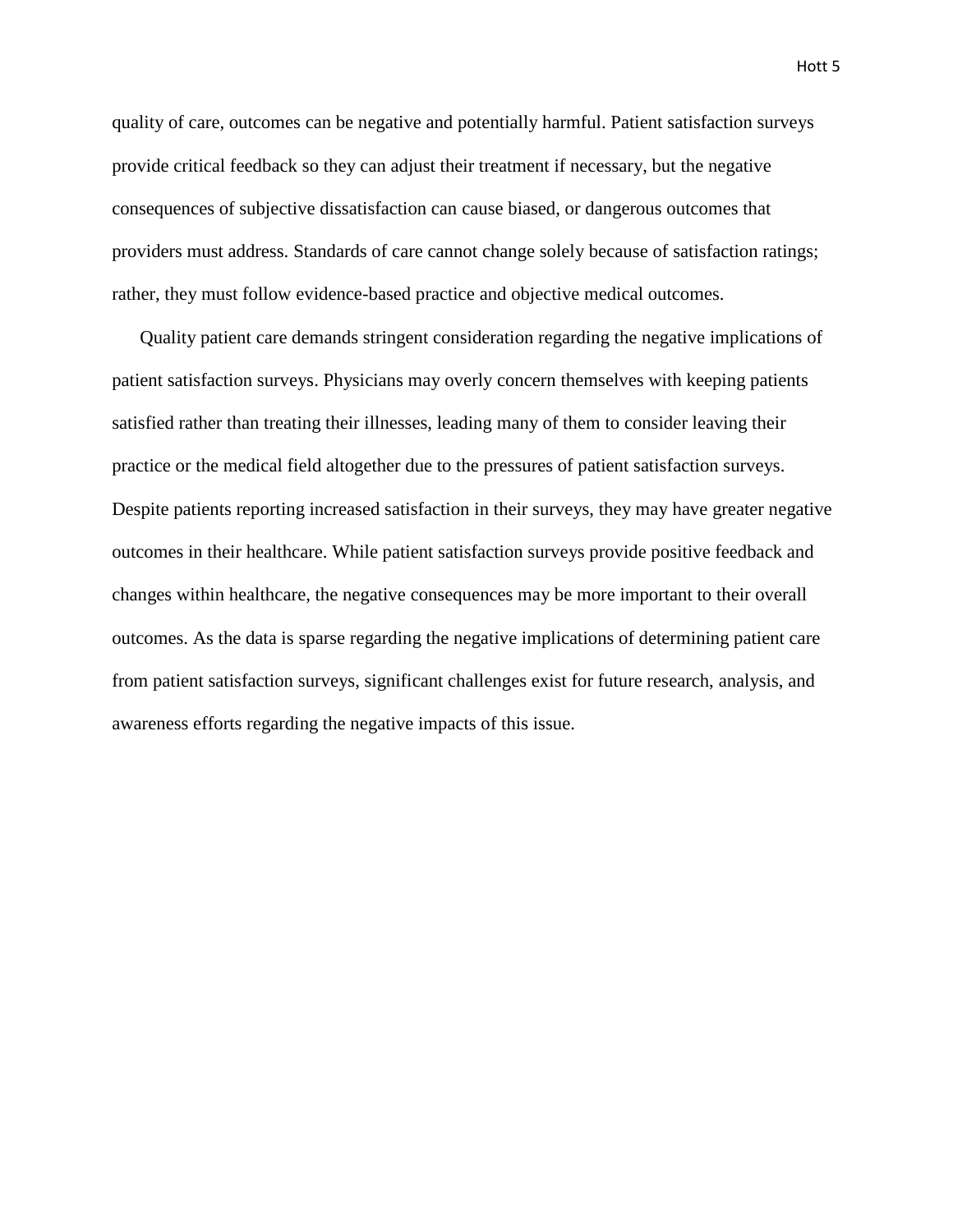quality of care, outcomes can be negative and potentially harmful. Patient satisfaction surveys provide critical feedback so they can adjust their treatment if necessary, but the negative consequences of subjective dissatisfaction can cause biased, or dangerous outcomes that providers must address. Standards of care cannot change solely because of satisfaction ratings; rather, they must follow evidence-based practice and objective medical outcomes.

Quality patient care demands stringent consideration regarding the negative implications of patient satisfaction surveys. Physicians may overly concern themselves with keeping patients satisfied rather than treating their illnesses, leading many of them to consider leaving their practice or the medical field altogether due to the pressures of patient satisfaction surveys. Despite patients reporting increased satisfaction in their surveys, they may have greater negative outcomes in their healthcare. While patient satisfaction surveys provide positive feedback and changes within healthcare, the negative consequences may be more important to their overall outcomes. As the data is sparse regarding the negative implications of determining patient care from patient satisfaction surveys, significant challenges exist for future research, analysis, and awareness efforts regarding the negative impacts of this issue.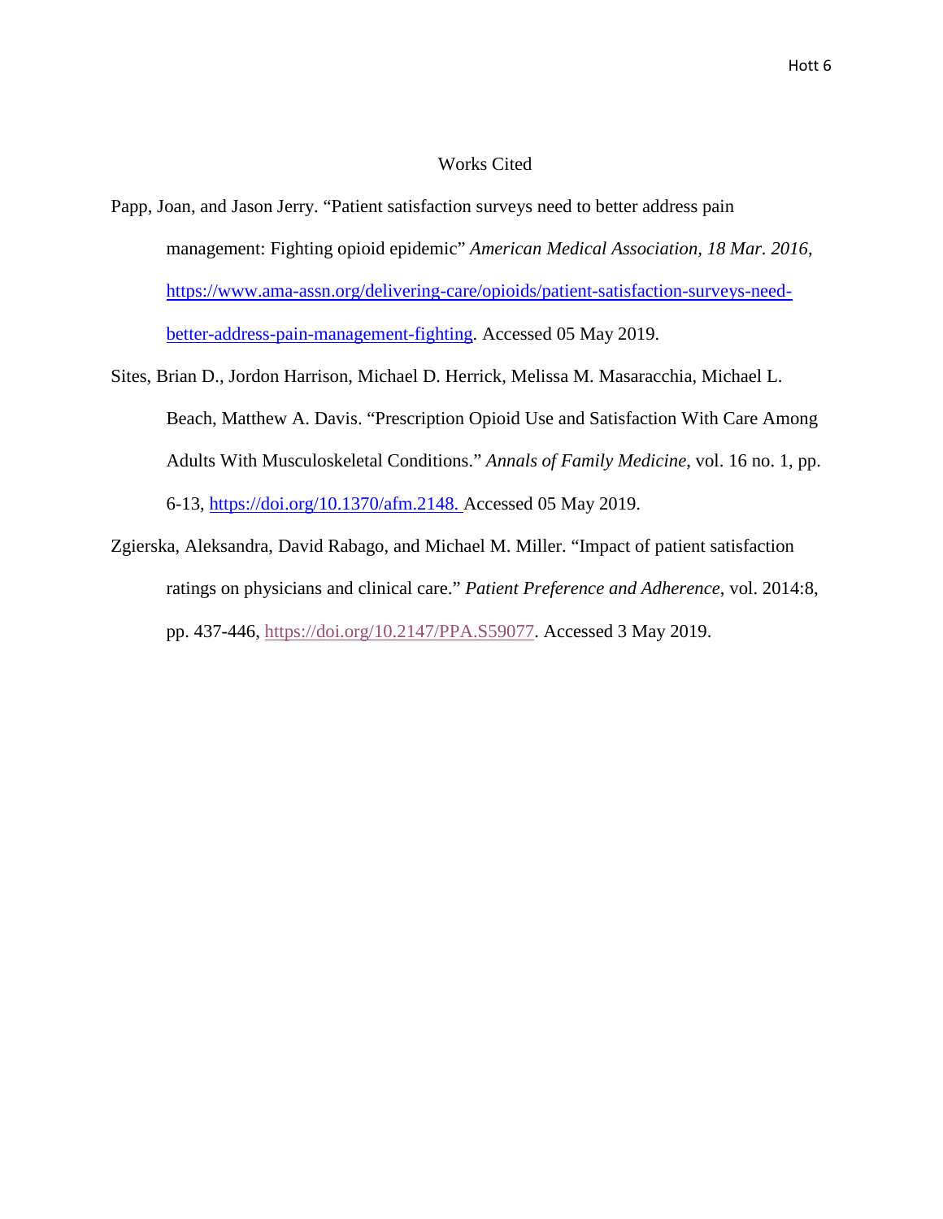# Works Cited

Papp, Joan, and Jason Jerry. "Patient satisfaction surveys need to better address pain management: Fighting opioid epidemic" *American Medical Association, 18 Mar. 2016*, https://www.ama-assn.org/delivering-care/opioids/patient-satisfaction-surveys-need-better-address-pain-management-fighting. Accessed 05 May 2019.

Sites, Brian D., Jordon Harrison, Michael D. Herrick, Melissa M. Masaracchia, Michael L. Beach, Matthew A. Davis. "Prescription Opioid Use and Satisfaction With Care Among Adults With Musculoskeletal Conditions." *Annals of Family Medicine*, vol. 16 no. 1, pp. 6-13, https://doi.org/10.1370/afm.2148. Accessed 05 May 2019.

Zgierska, Aleksandra, David Rabago, and Michael M. Miller. "Impact of patient satisfaction ratings on physicians and clinical care." *Patient Preference and Adherence*, vol. 2014:8, pp. 437-446, https://doi.org/10.2147/PPA.S59077. Accessed 3 May 2019.